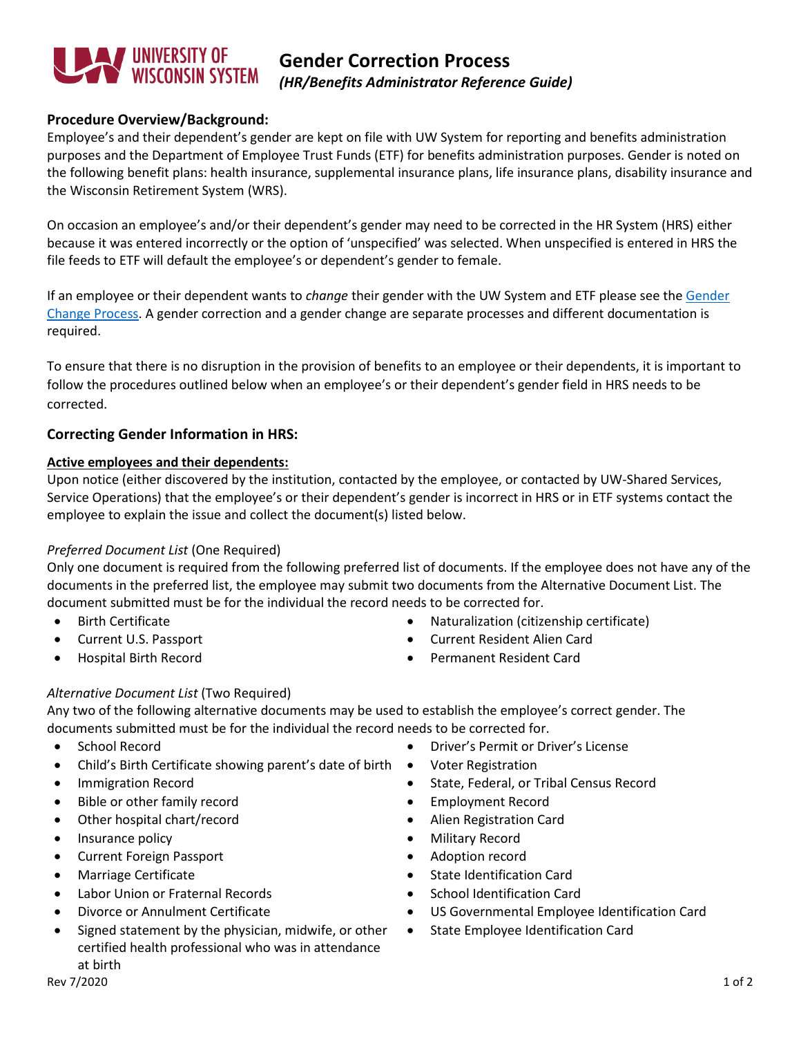# Gender Correction Process
***(HR/Benefits Administrator Reference Guide)***

### Procedure Overview/Background:

Employee's and their dependent's gender are kept on file with UW System for reporting and benefits administration purposes and the Department of Employee Trust Funds (ETF) for benefits administration purposes. Gender is noted on the following benefit plans: health insurance, supplemental insurance plans, life insurance plans, disability insurance and the Wisconsin Retirement System (WRS).

On occasion an employee's and/or their dependent's gender may need to be corrected in the HR System (HRS) either because it was entered incorrectly or the option of 'unspecified' was selected. When unspecified is entered in HRS the file feeds to ETF will default the employee's or dependent's gender to female.

If an employee or their dependent wants to *change* their gender with the UW System and ETF please see the Gender Change Process. A gender correction and a gender change are separate processes and different documentation is required.

To ensure that there is no disruption in the provision of benefits to an employee or their dependents, it is important to follow the procedures outlined below when an employee's or their dependent's gender field in HRS needs to be corrected.

### Correcting Gender Information in HRS:

**Active employees and their dependents:**

Upon notice (either discovered by the institution, contacted by the employee, or contacted by UW-Shared Services, Service Operations) that the employee's or their dependent's gender is incorrect in HRS or in ETF systems contact the employee to explain the issue and collect the document(s) listed below.

*Preferred Document List* (One Required)

Only one document is required from the following preferred list of documents. If the employee does not have any of the documents in the preferred list, the employee may submit two documents from the Alternative Document List. The document submitted must be for the individual the record needs to be corrected for.

- Birth Certificate
- Current U.S. Passport
- Hospital Birth Record
- Naturalization (citizenship certificate)
- Current Resident Alien Card
- Permanent Resident Card

*Alternative Document List* (Two Required)

Any two of the following alternative documents may be used to establish the employee's correct gender. The documents submitted must be for the individual the record needs to be corrected for.

- School Record
- Child's Birth Certificate showing parent's date of birth
- Immigration Record
- Bible or other family record
- Other hospital chart/record
- Insurance policy
- Current Foreign Passport
- Marriage Certificate
- Labor Union or Fraternal Records
- Divorce or Annulment Certificate
- Signed statement by the physician, midwife, or other certified health professional who was in attendance at birth
- Driver's Permit or Driver's License
- Voter Registration
- State, Federal, or Tribal Census Record
- Employment Record
- Alien Registration Card
- Military Record
- Adoption record
- State Identification Card
- School Identification Card
- US Governmental Employee Identification Card
- State Employee Identification Card

Rev 7/2020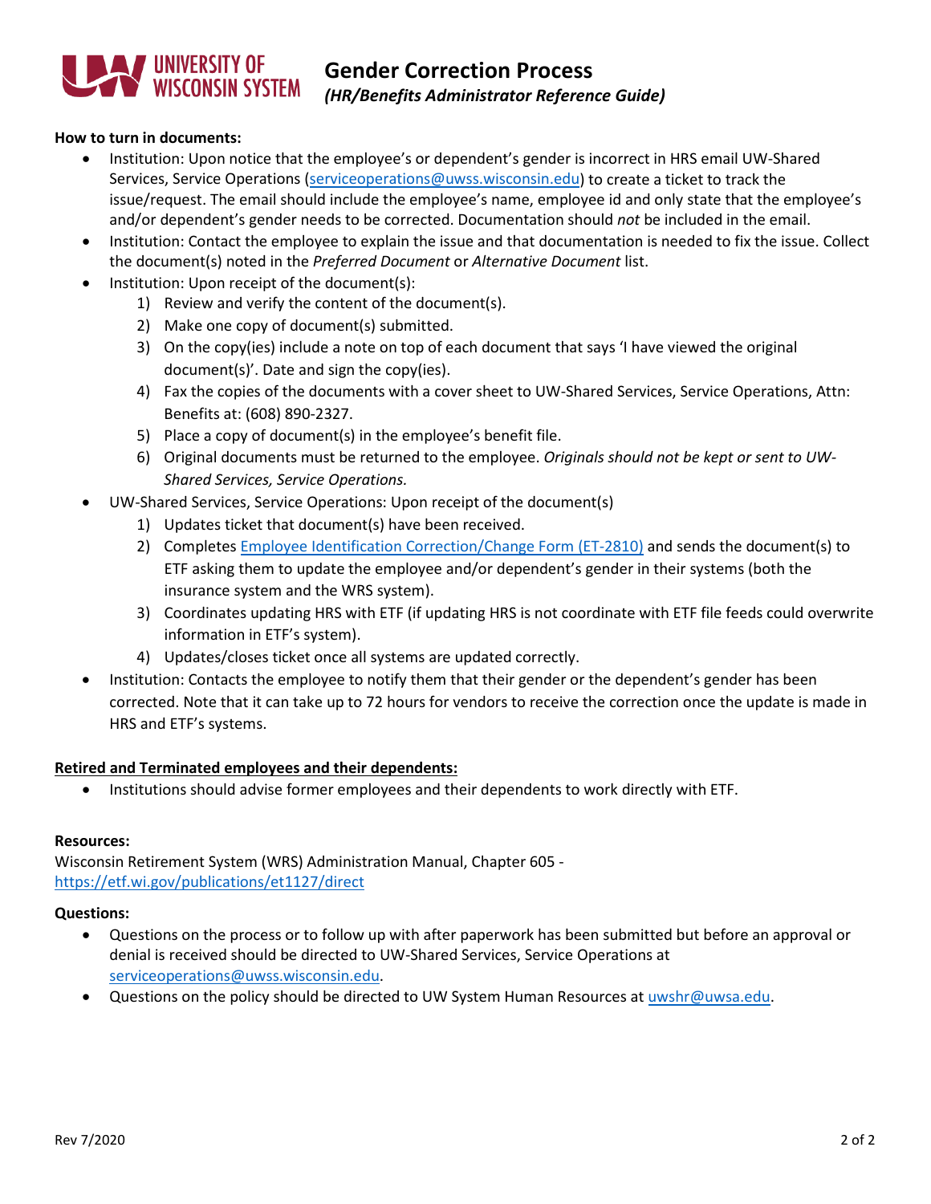# Gender Correction Process

*(HR/Benefits Administrator Reference Guide)*

**How to turn in documents:**

- Institution: Upon notice that the employee's or dependent's gender is incorrect in HRS email UW-Shared Services, Service Operations (serviceoperations@uwss.wisconsin.edu) to create a ticket to track the issue/request. The email should include the employee's name, employee id and only state that the employee's and/or dependent's gender needs to be corrected. Documentation should *not* be included in the email.
- Institution: Contact the employee to explain the issue and that documentation is needed to fix the issue. Collect the document(s) noted in the *Preferred Document* or *Alternative Document* list.
- Institution: Upon receipt of the document(s):
  1) Review and verify the content of the document(s).
  2) Make one copy of document(s) submitted.
  3) On the copy(ies) include a note on top of each document that says 'I have viewed the original document(s)'. Date and sign the copy(ies).
  4) Fax the copies of the documents with a cover sheet to UW-Shared Services, Service Operations, Attn: Benefits at: (608) 890-2327.
  5) Place a copy of document(s) in the employee's benefit file.
  6) Original documents must be returned to the employee. *Originals should not be kept or sent to UW-Shared Services, Service Operations.*
- UW-Shared Services, Service Operations: Upon receipt of the document(s)
  1) Updates ticket that document(s) have been received.
  2) Completes Employee Identification Correction/Change Form (ET-2810) and sends the document(s) to ETF asking them to update the employee and/or dependent's gender in their systems (both the insurance system and the WRS system).
  3) Coordinates updating HRS with ETF (if updating HRS is not coordinate with ETF file feeds could overwrite information in ETF's system).
  4) Updates/closes ticket once all systems are updated correctly.
- Institution: Contacts the employee to notify them that their gender or the dependent's gender has been corrected. Note that it can take up to 72 hours for vendors to receive the correction once the update is made in HRS and ETF's systems.

**Retired and Terminated employees and their dependents:**

- Institutions should advise former employees and their dependents to work directly with ETF.

**Resources:**

Wisconsin Retirement System (WRS) Administration Manual, Chapter 605 - https://etf.wi.gov/publications/et1127/direct

**Questions:**

- Questions on the process or to follow up with after paperwork has been submitted but before an approval or denial is received should be directed to UW-Shared Services, Service Operations at serviceoperations@uwss.wisconsin.edu.
- Questions on the policy should be directed to UW System Human Resources at uwshr@uwsa.edu.

Rev 7/2020